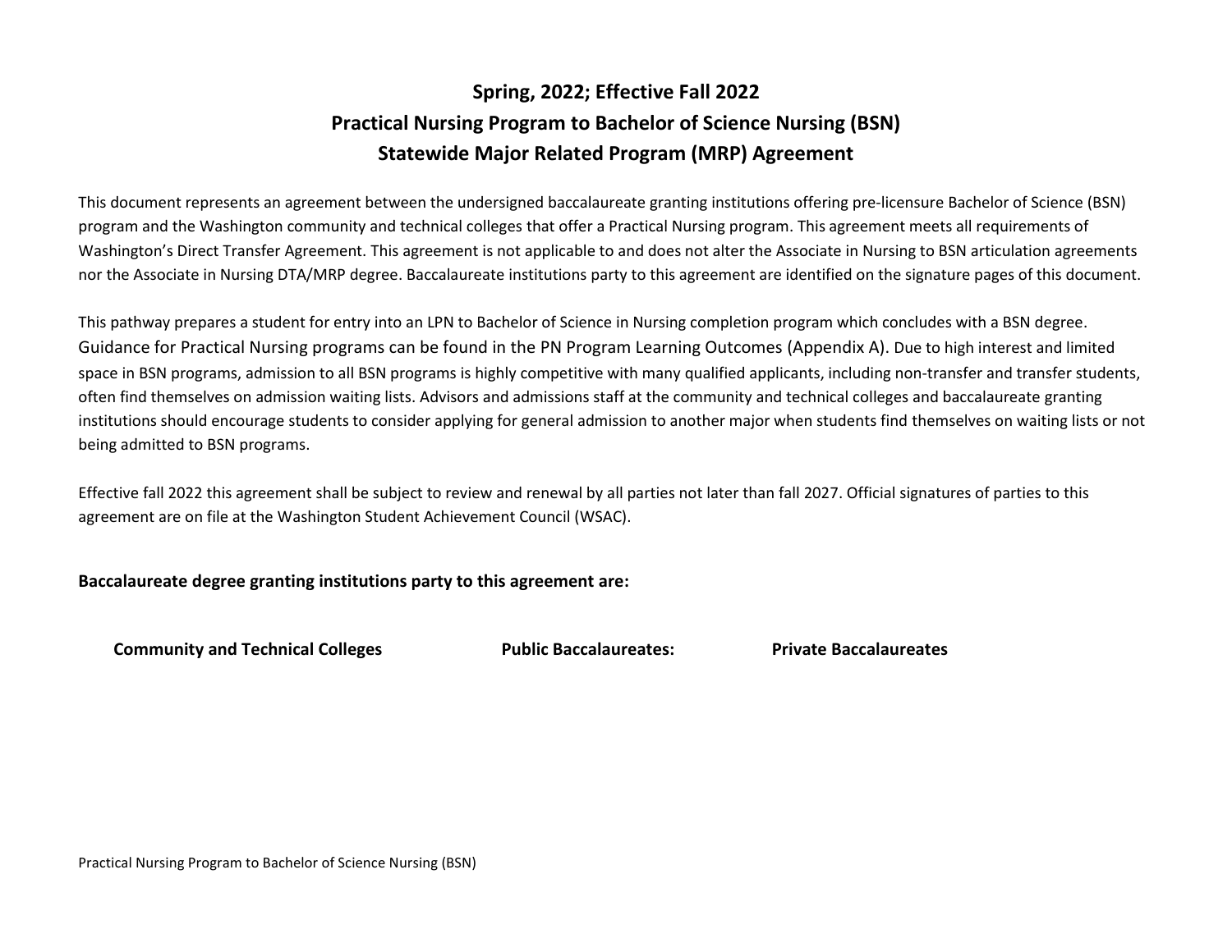# Spring, 2022; Effective Fall 2022
# Practical Nursing Program to Bachelor of Science Nursing (BSN)
# Statewide Major Related Program (MRP) Agreement

This document represents an agreement between the undersigned baccalaureate granting institutions offering pre-licensure Bachelor of Science (BSN) program and the Washington community and technical colleges that offer a Practical Nursing program. This agreement meets all requirements of Washington's Direct Transfer Agreement. This agreement is not applicable to and does not alter the Associate in Nursing to BSN articulation agreements nor the Associate in Nursing DTA/MRP degree. Baccalaureate institutions party to this agreement are identified on the signature pages of this document.

This pathway prepares a student for entry into an LPN to Bachelor of Science in Nursing completion program which concludes with a BSN degree. Guidance for Practical Nursing programs can be found in the PN Program Learning Outcomes (Appendix A). Due to high interest and limited space in BSN programs, admission to all BSN programs is highly competitive with many qualified applicants, including non-transfer and transfer students, often find themselves on admission waiting lists. Advisors and admissions staff at the community and technical colleges and baccalaureate granting institutions should encourage students to consider applying for general admission to another major when students find themselves on waiting lists or not being admitted to BSN programs.

Effective fall 2022 this agreement shall be subject to review and renewal by all parties not later than fall 2027. Official signatures of parties to this agreement are on file at the Washington Student Achievement Council (WSAC).

**Baccalaureate degree granting institutions party to this agreement are:**

| **Community and Technical Colleges** | **Public Baccalaureates:** | **Private Baccalaureates** |
|---|---|---|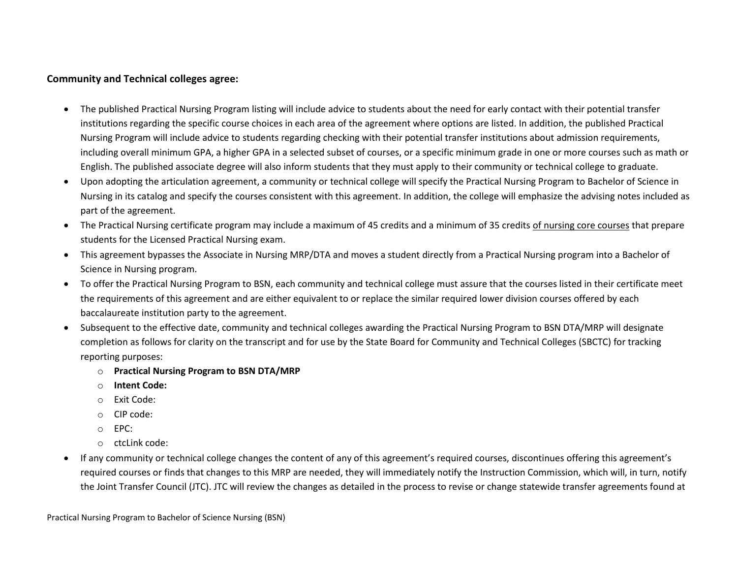**Community and Technical colleges agree:**

- The published Practical Nursing Program listing will include advice to students about the need for early contact with their potential transfer institutions regarding the specific course choices in each area of the agreement where options are listed. In addition, the published Practical Nursing Program will include advice to students regarding checking with their potential transfer institutions about admission requirements, including overall minimum GPA, a higher GPA in a selected subset of courses, or a specific minimum grade in one or more courses such as math or English. The published associate degree will also inform students that they must apply to their community or technical college to graduate.
- Upon adopting the articulation agreement, a community or technical college will specify the Practical Nursing Program to Bachelor of Science in Nursing in its catalog and specify the courses consistent with this agreement. In addition, the college will emphasize the advising notes included as part of the agreement.
- The Practical Nursing certificate program may include a maximum of 45 credits and a minimum of 35 credits <u>of nursing core courses</u> that prepare students for the Licensed Practical Nursing exam.
- This agreement bypasses the Associate in Nursing MRP/DTA and moves a student directly from a Practical Nursing program into a Bachelor of Science in Nursing program.
- To offer the Practical Nursing Program to BSN, each community and technical college must assure that the courses listed in their certificate meet the requirements of this agreement and are either equivalent to or replace the similar required lower division courses offered by each baccalaureate institution party to the agreement.
- Subsequent to the effective date, community and technical colleges awarding the Practical Nursing Program to BSN DTA/MRP will designate completion as follows for clarity on the transcript and for use by the State Board for Community and Technical Colleges (SBCTC) for tracking reporting purposes:
  - **Practical Nursing Program to BSN DTA/MRP**
  - **Intent Code:**
  - Exit Code:
  - CIP code:
  - EPC:
  - ctcLink code:
- If any community or technical college changes the content of any of this agreement's required courses, discontinues offering this agreement's required courses or finds that changes to this MRP are needed, they will immediately notify the Instruction Commission, which will, in turn, notify the Joint Transfer Council (JTC). JTC will review the changes as detailed in the process to revise or change statewide transfer agreements found at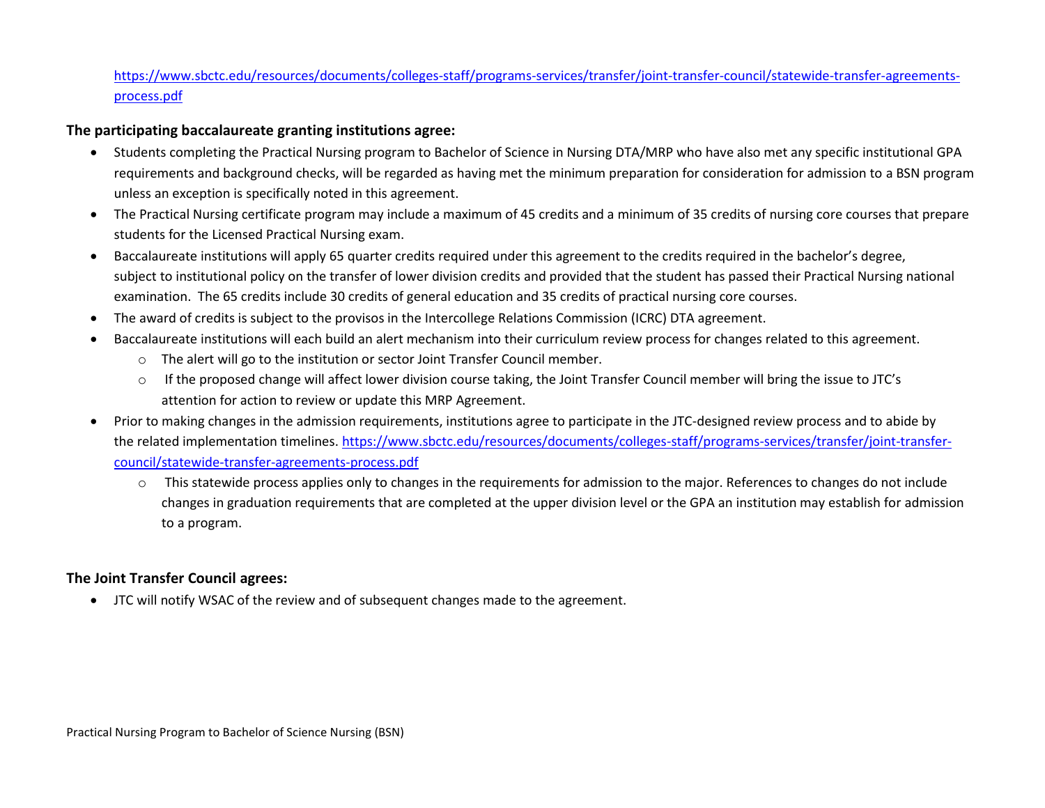https://www.sbctc.edu/resources/documents/colleges-staff/programs-services/transfer/joint-transfer-council/statewide-transfer-agreements-process.pdf

**The participating baccalaureate granting institutions agree:**

- Students completing the Practical Nursing program to Bachelor of Science in Nursing DTA/MRP who have also met any specific institutional GPA requirements and background checks, will be regarded as having met the minimum preparation for consideration for admission to a BSN program unless an exception is specifically noted in this agreement.
- The Practical Nursing certificate program may include a maximum of 45 credits and a minimum of 35 credits of nursing core courses that prepare students for the Licensed Practical Nursing exam.
- Baccalaureate institutions will apply 65 quarter credits required under this agreement to the credits required in the bachelor's degree, subject to institutional policy on the transfer of lower division credits and provided that the student has passed their Practical Nursing national examination. The 65 credits include 30 credits of general education and 35 credits of practical nursing core courses.
- The award of credits is subject to the provisos in the Intercollege Relations Commission (ICRC) DTA agreement.
- Baccalaureate institutions will each build an alert mechanism into their curriculum review process for changes related to this agreement.
  - The alert will go to the institution or sector Joint Transfer Council member.
  - If the proposed change will affect lower division course taking, the Joint Transfer Council member will bring the issue to JTC's attention for action to review or update this MRP Agreement.
- Prior to making changes in the admission requirements, institutions agree to participate in the JTC-designed review process and to abide by the related implementation timelines. https://www.sbctc.edu/resources/documents/colleges-staff/programs-services/transfer/joint-transfer-council/statewide-transfer-agreements-process.pdf
  - This statewide process applies only to changes in the requirements for admission to the major. References to changes do not include changes in graduation requirements that are completed at the upper division level or the GPA an institution may establish for admission to a program.

**The Joint Transfer Council agrees:**

- JTC will notify WSAC of the review and of subsequent changes made to the agreement.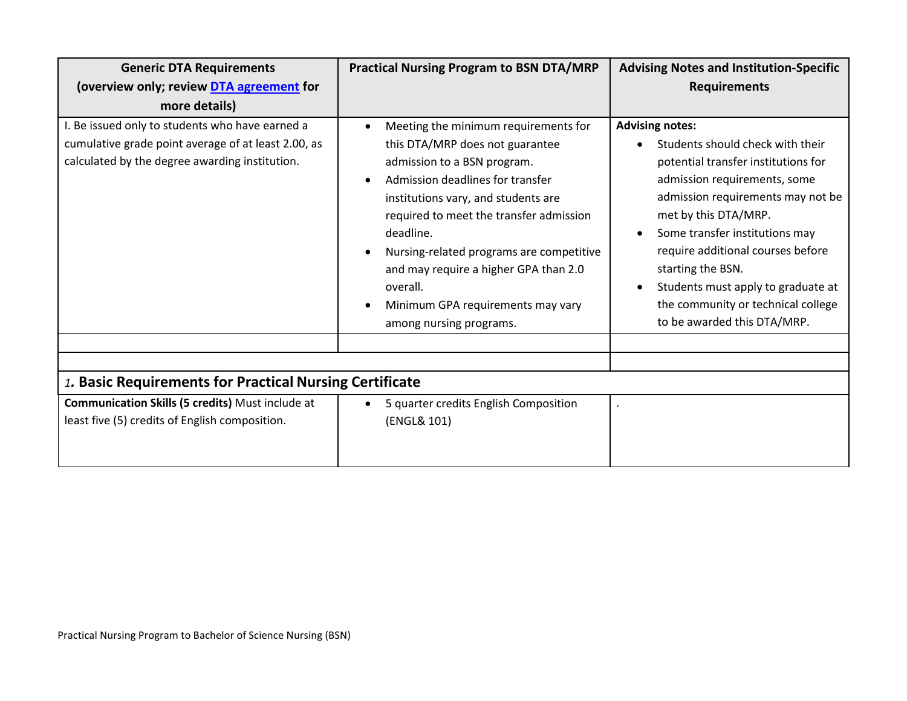| Generic DTA Requirements (overview only; review [DTA agreement](#) for more details) | Practical Nursing Program to BSN DTA/MRP | Advising Notes and Institution-Specific Requirements |
|---|---|---|
| I. Be issued only to students who have earned a cumulative grade point average of at least 2.00, as calculated by the degree awarding institution. | • Meeting the minimum requirements for this DTA/MRP does not guarantee admission to a BSN program. <br>• Admission deadlines for transfer institutions vary, and students are required to meet the transfer admission deadline. <br>• Nursing-related programs are competitive and may require a higher GPA than 2.0 overall. <br>• Minimum GPA requirements may vary among nursing programs. | **Advising notes:** <br>• Students should check with their potential transfer institutions for admission requirements, some admission requirements may not be met by this DTA/MRP. <br>• Some transfer institutions may require additional courses before starting the BSN. <br>• Students must apply to graduate at the community or technical college to be awarded this DTA/MRP. |
| | | |
| | | |
| ***1*. Basic Requirements for Practical Nursing Certificate** | | |
| **Communication Skills (5 credits)** Must include at least five (5) credits of English composition. | • 5 quarter credits English Composition (ENGL& 101) | . |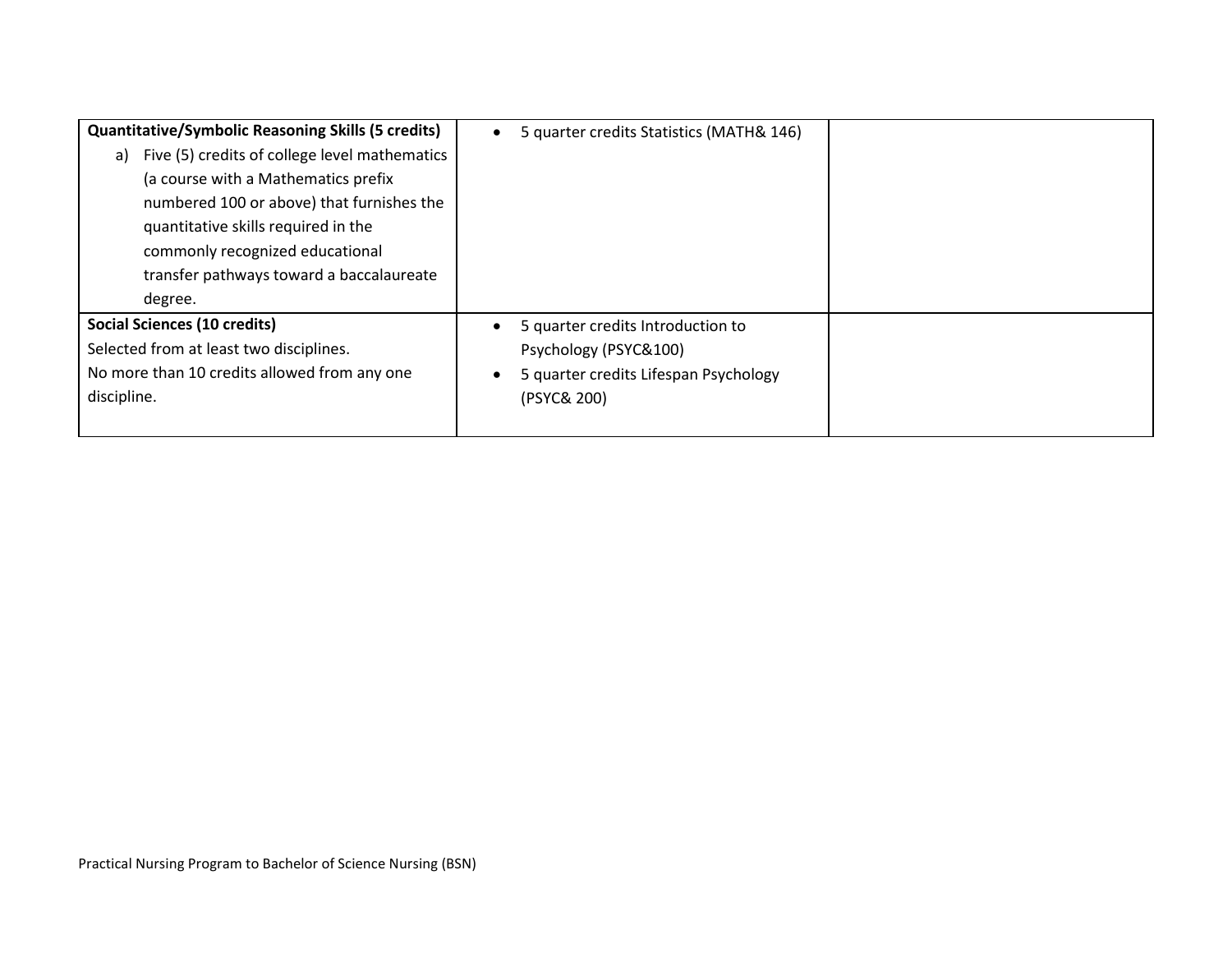| | | |
|---|---|---|
| **Quantitative/Symbolic Reasoning Skills (5 credits)**<br>a) Five (5) credits of college level mathematics (a course with a Mathematics prefix numbered 100 or above) that furnishes the quantitative skills required in the commonly recognized educational transfer pathways toward a baccalaureate degree. | • 5 quarter credits Statistics (MATH& 146) | |
| **Social Sciences (10 credits)**<br>Selected from at least two disciplines.<br>No more than 10 credits allowed from any one discipline. | • 5 quarter credits Introduction to Psychology (PSYC&100)<br>• 5 quarter credits Lifespan Psychology (PSYC& 200) | |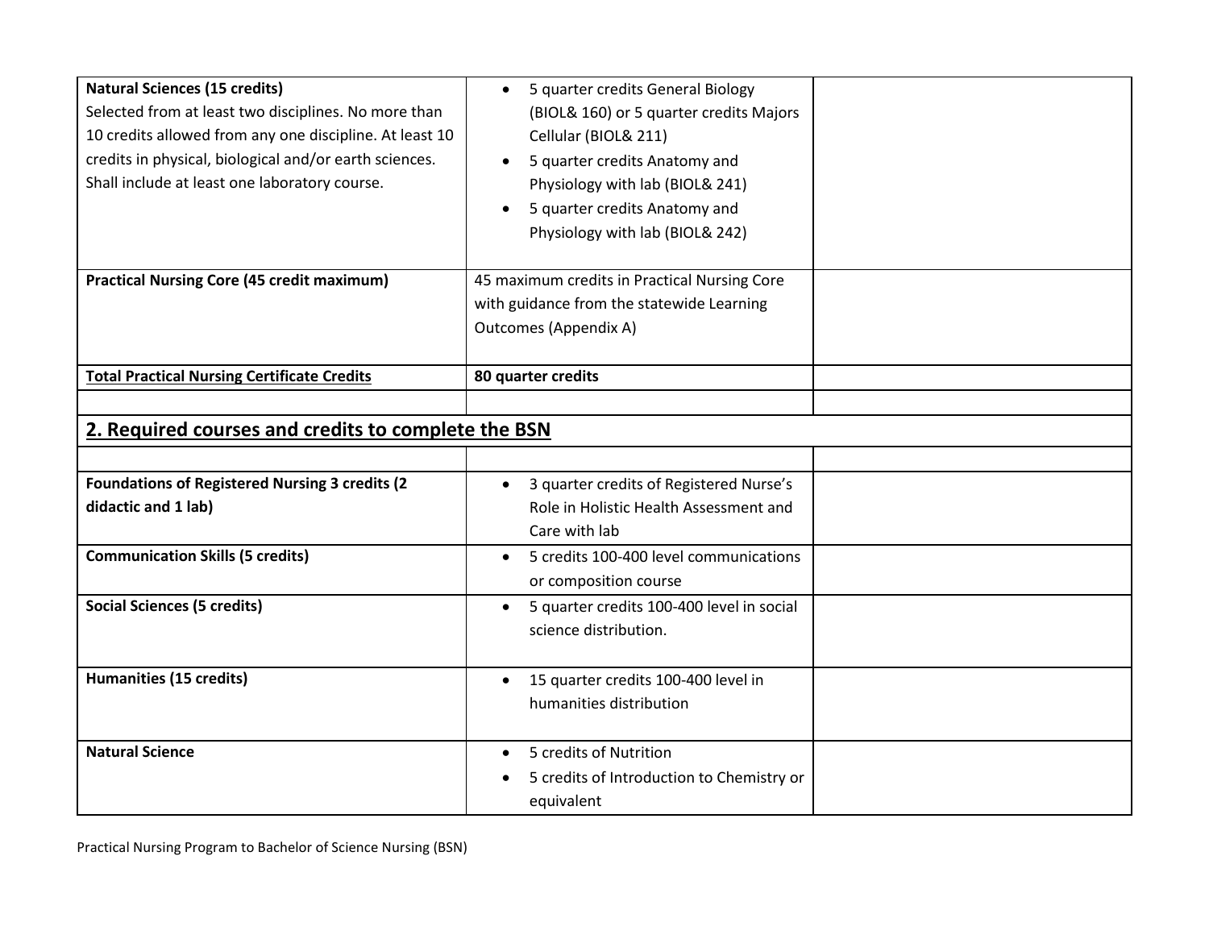| | | |
|---|---|---|
| **Natural Sciences (15 credits)**<br>Selected from at least two disciplines. No more than 10 credits allowed from any one discipline. At least 10 credits in physical, biological and/or earth sciences. Shall include at least one laboratory course. | • 5 quarter credits General Biology (BIOL& 160) or 5 quarter credits Majors Cellular (BIOL& 211)<br>• 5 quarter credits Anatomy and Physiology with lab (BIOL& 241)<br>• 5 quarter credits Anatomy and Physiology with lab (BIOL& 242) | |
| **Practical Nursing Core (45 credit maximum)** | 45 maximum credits in Practical Nursing Core with guidance from the statewide Learning Outcomes (Appendix A) | |
| **Total Practical Nursing Certificate Credits** | **80 quarter credits** | |
| | | |

## 2. Required courses and credits to complete the BSN

| | | |
|---|---|---|
| | | |
| **Foundations of Registered Nursing 3 credits (2 didactic and 1 lab)** | • 3 quarter credits of Registered Nurse's Role in Holistic Health Assessment and Care with lab | |
| **Communication Skills (5 credits)** | • 5 credits 100-400 level communications or composition course | |
| **Social Sciences (5 credits)** | • 5 quarter credits 100-400 level in social science distribution. | |
| **Humanities (15 credits)** | • 15 quarter credits 100-400 level in humanities distribution | |
| **Natural Science** | • 5 credits of Nutrition<br>• 5 credits of Introduction to Chemistry or equivalent | |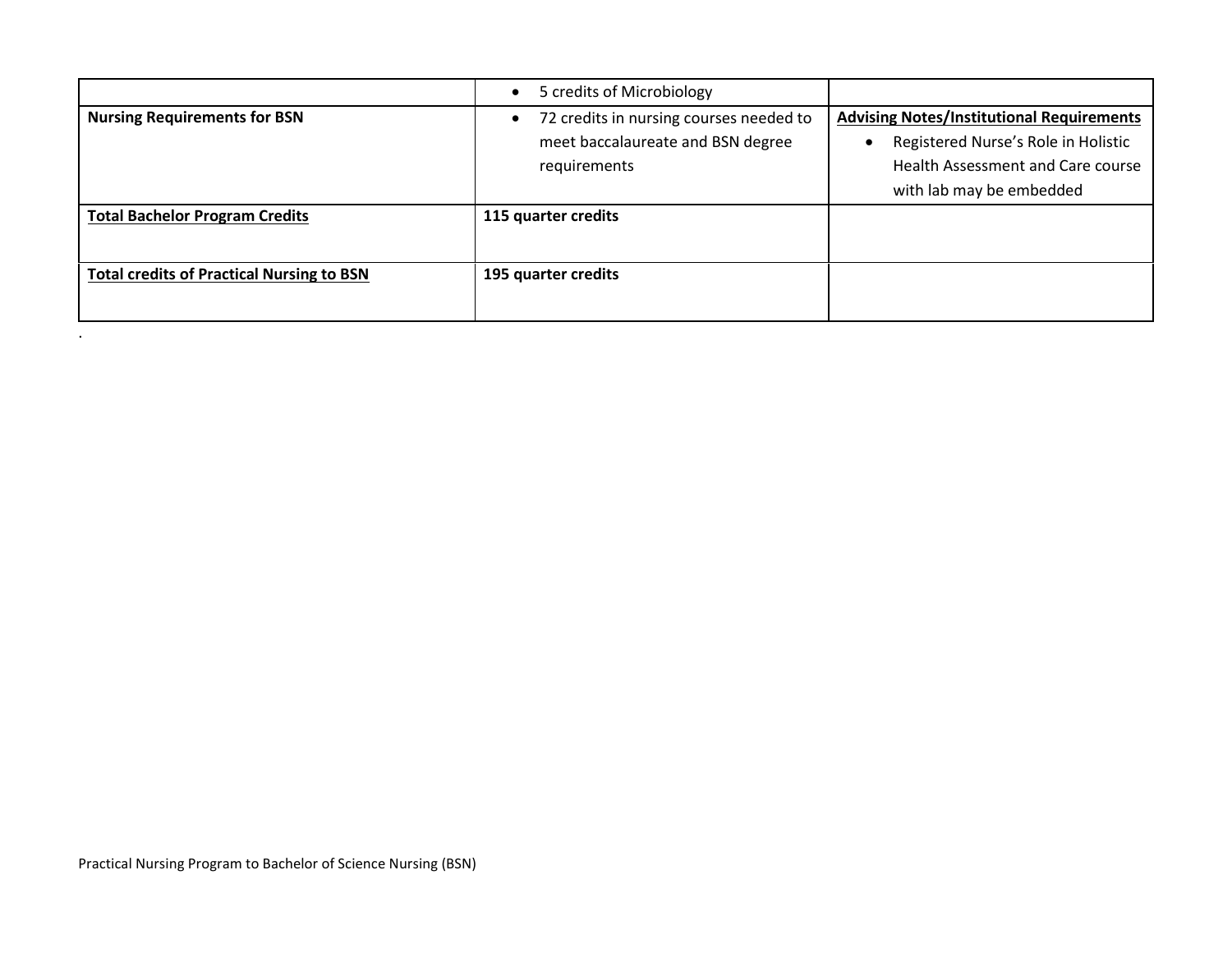| | | |
|---|---|---|
| | • 5 credits of Microbiology | |
| **Nursing Requirements for BSN** | • 72 credits in nursing courses needed to meet baccalaureate and BSN degree requirements | **Advising Notes/Institutional Requirements**<br>• Registered Nurse's Role in Holistic Health Assessment and Care course with lab may be embedded |
| **Total Bachelor Program Credits** | **115 quarter credits** | |
| **Total credits of Practical Nursing to BSN** | **195 quarter credits** | |

.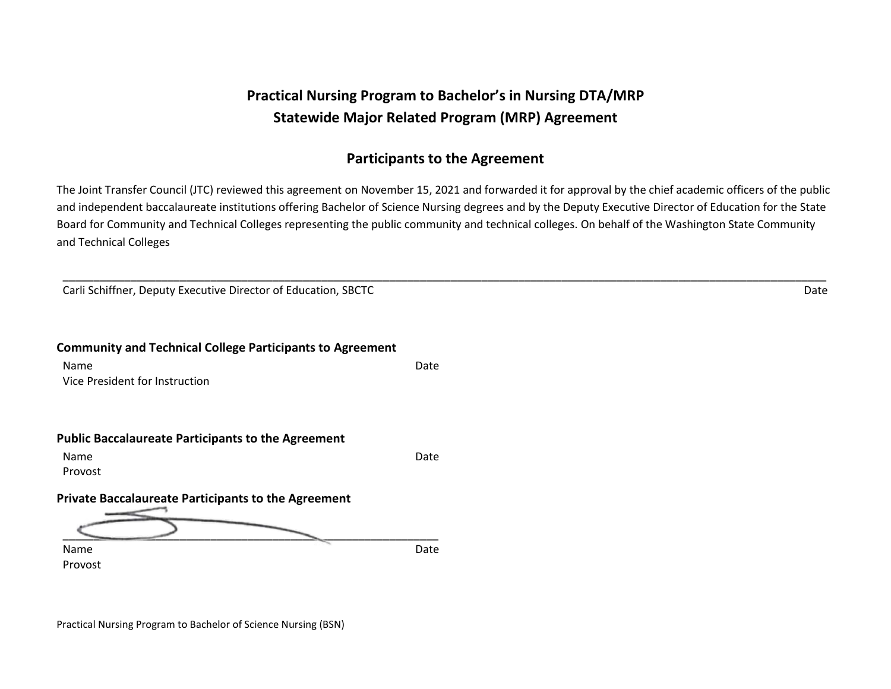# Practical Nursing Program to Bachelor's in Nursing DTA/MRP
# Statewide Major Related Program (MRP) Agreement

## Participants to the Agreement

The Joint Transfer Council (JTC) reviewed this agreement on November 15, 2021 and forwarded it for approval by the chief academic officers of the public and independent baccalaureate institutions offering Bachelor of Science Nursing degrees and by the Deputy Executive Director of Education for the State Board for Community and Technical Colleges representing the public community and technical colleges. On behalf of the Washington State Community and Technical Colleges

______________________________________________________________________________

Carli Schiffner, Deputy Executive Director of Education, SBCTC Date

**Community and Technical College Participants to Agreement**

Name Date
Vice President for Instruction

**Public Baccalaureate Participants to the Agreement**

Name Date
Provost

**Private Baccalaureate Participants to the Agreement**

______________________________________________

Name Date
Provost

Practical Nursing Program to Bachelor of Science Nursing (BSN)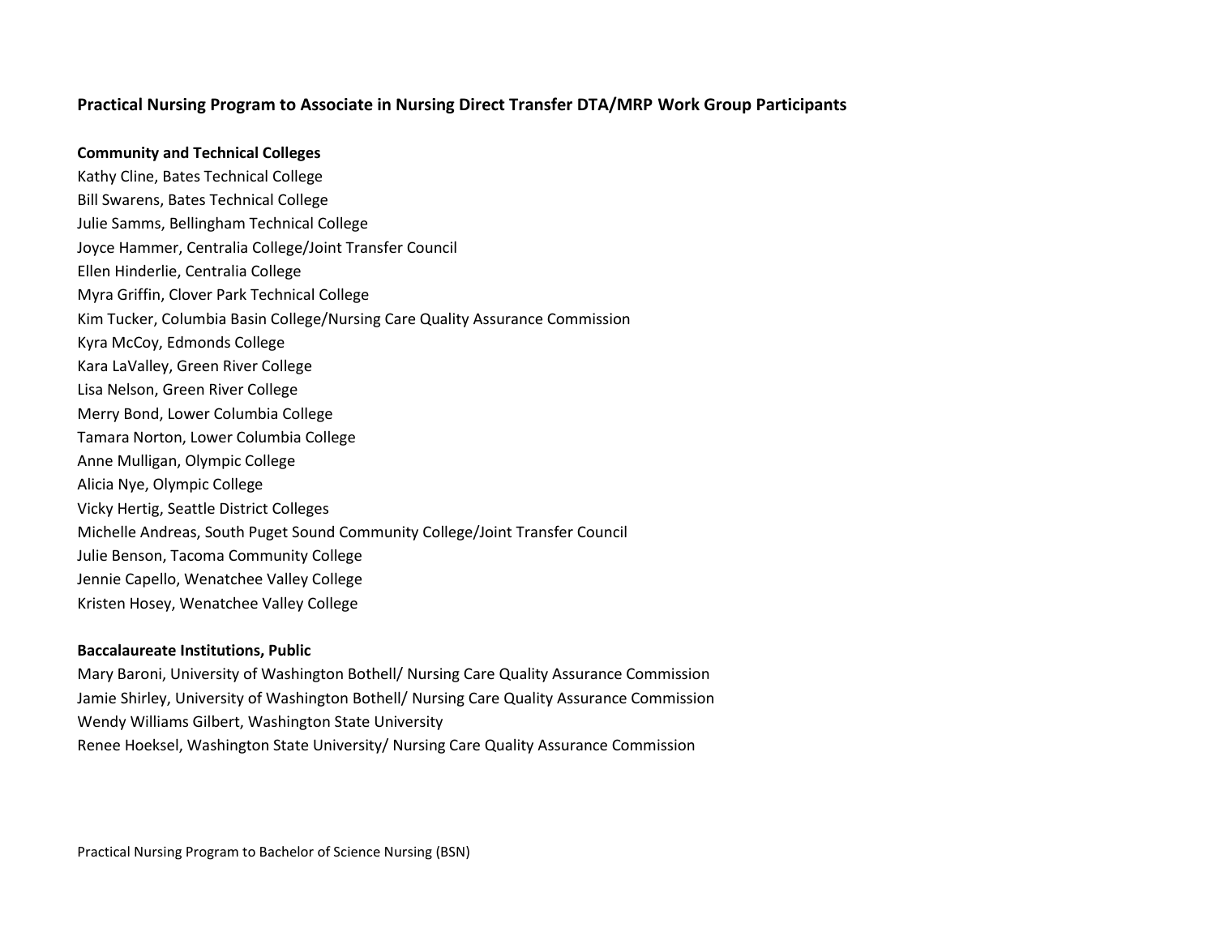**Practical Nursing Program to Associate in Nursing Direct Transfer DTA/MRP Work Group Participants**

**Community and Technical Colleges**

Kathy Cline, Bates Technical College
Bill Swarens, Bates Technical College
Julie Samms, Bellingham Technical College
Joyce Hammer, Centralia College/Joint Transfer Council
Ellen Hinderlie, Centralia College
Myra Griffin, Clover Park Technical College
Kim Tucker, Columbia Basin College/Nursing Care Quality Assurance Commission
Kyra McCoy, Edmonds College
Kara LaValley, Green River College
Lisa Nelson, Green River College
Merry Bond, Lower Columbia College
Tamara Norton, Lower Columbia College
Anne Mulligan, Olympic College
Alicia Nye, Olympic College
Vicky Hertig, Seattle District Colleges
Michelle Andreas, South Puget Sound Community College/Joint Transfer Council
Julie Benson, Tacoma Community College
Jennie Capello, Wenatchee Valley College
Kristen Hosey, Wenatchee Valley College

**Baccalaureate Institutions, Public**

Mary Baroni, University of Washington Bothell/ Nursing Care Quality Assurance Commission
Jamie Shirley, University of Washington Bothell/ Nursing Care Quality Assurance Commission
Wendy Williams Gilbert, Washington State University
Renee Hoeksel, Washington State University/ Nursing Care Quality Assurance Commission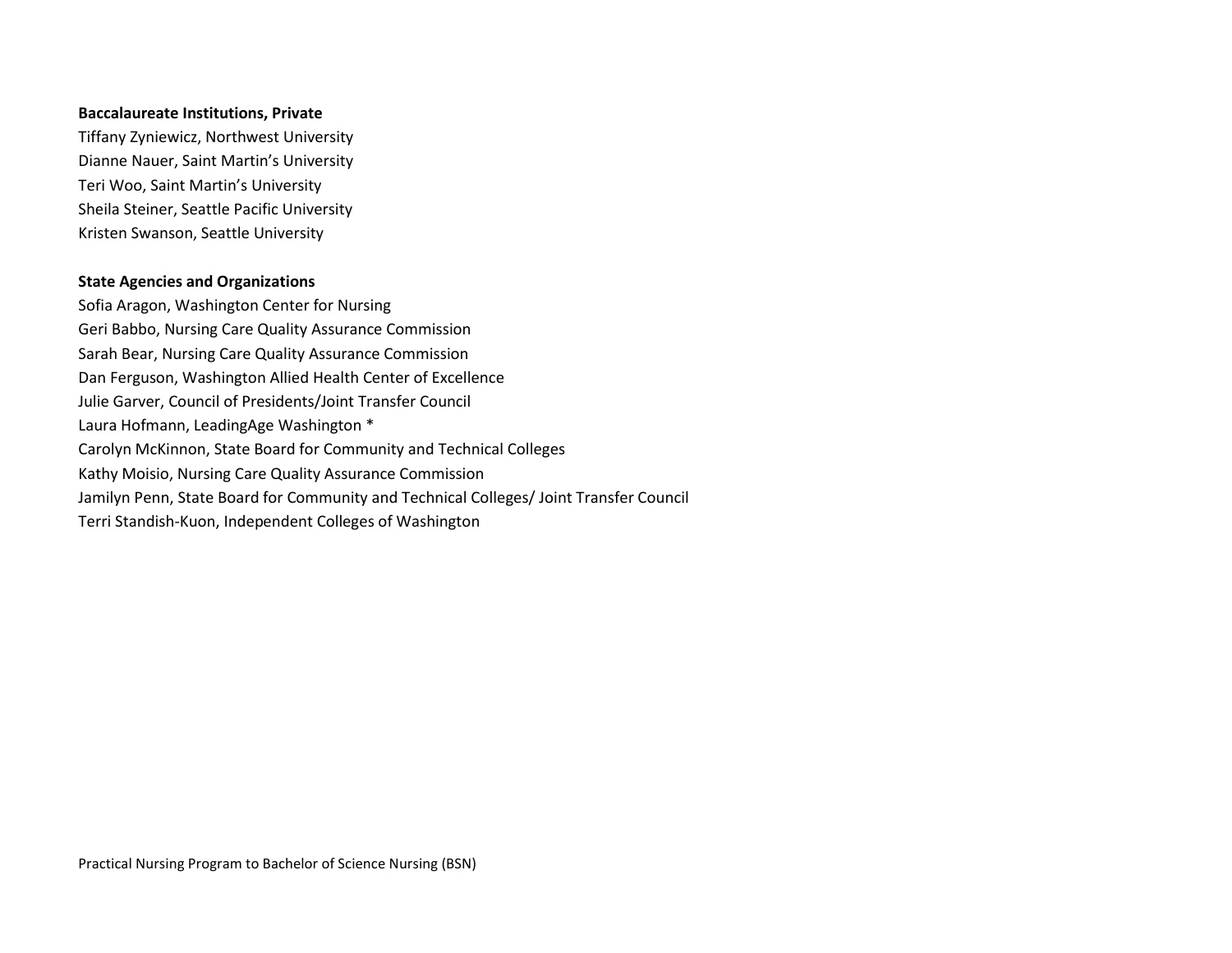**Baccalaureate Institutions, Private**

Tiffany Zyniewicz, Northwest University
Dianne Nauer, Saint Martin's University
Teri Woo, Saint Martin's University
Sheila Steiner, Seattle Pacific University
Kristen Swanson, Seattle University

**State Agencies and Organizations**

Sofia Aragon, Washington Center for Nursing
Geri Babbo, Nursing Care Quality Assurance Commission
Sarah Bear, Nursing Care Quality Assurance Commission
Dan Ferguson, Washington Allied Health Center of Excellence
Julie Garver, Council of Presidents/Joint Transfer Council
Laura Hofmann, LeadingAge Washington *
Carolyn McKinnon, State Board for Community and Technical Colleges
Kathy Moisio, Nursing Care Quality Assurance Commission
Jamilyn Penn, State Board for Community and Technical Colleges/ Joint Transfer Council
Terri Standish-Kuon, Independent Colleges of Washington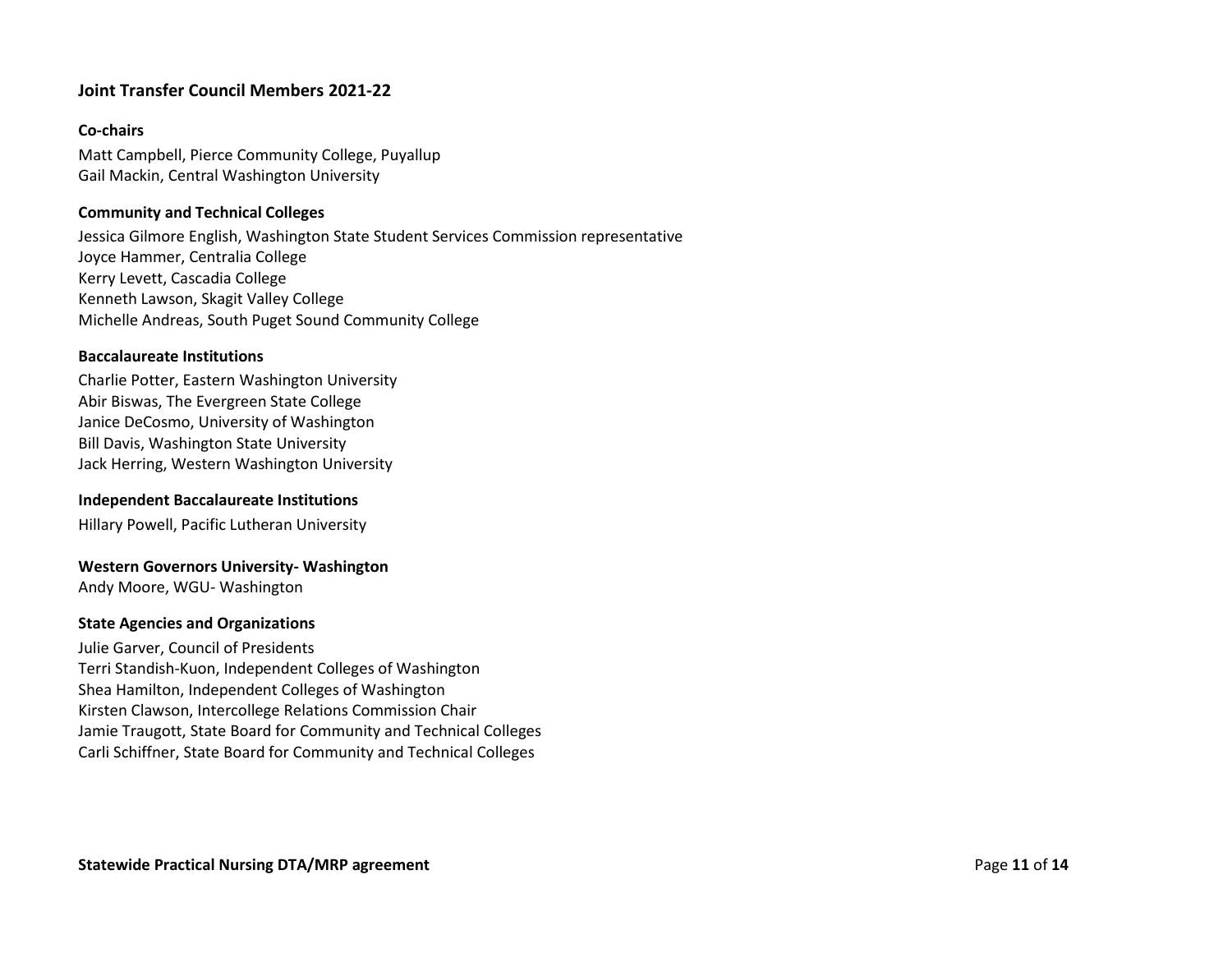## Joint Transfer Council Members 2021-22

**Co-chairs**

Matt Campbell, Pierce Community College, Puyallup
Gail Mackin, Central Washington University

**Community and Technical Colleges**

Jessica Gilmore English, Washington State Student Services Commission representative
Joyce Hammer, Centralia College
Kerry Levett, Cascadia College
Kenneth Lawson, Skagit Valley College
Michelle Andreas, South Puget Sound Community College

**Baccalaureate Institutions**

Charlie Potter, Eastern Washington University
Abir Biswas, The Evergreen State College
Janice DeCosmo, University of Washington
Bill Davis, Washington State University
Jack Herring, Western Washington University

**Independent Baccalaureate Institutions**

Hillary Powell, Pacific Lutheran University

**Western Governors University- Washington**

Andy Moore, WGU- Washington

**State Agencies and Organizations**

Julie Garver, Council of Presidents
Terri Standish-Kuon, Independent Colleges of Washington
Shea Hamilton, Independent Colleges of Washington
Kirsten Clawson, Intercollege Relations Commission Chair
Jamie Traugott, State Board for Community and Technical Colleges
Carli Schiffner, State Board for Community and Technical Colleges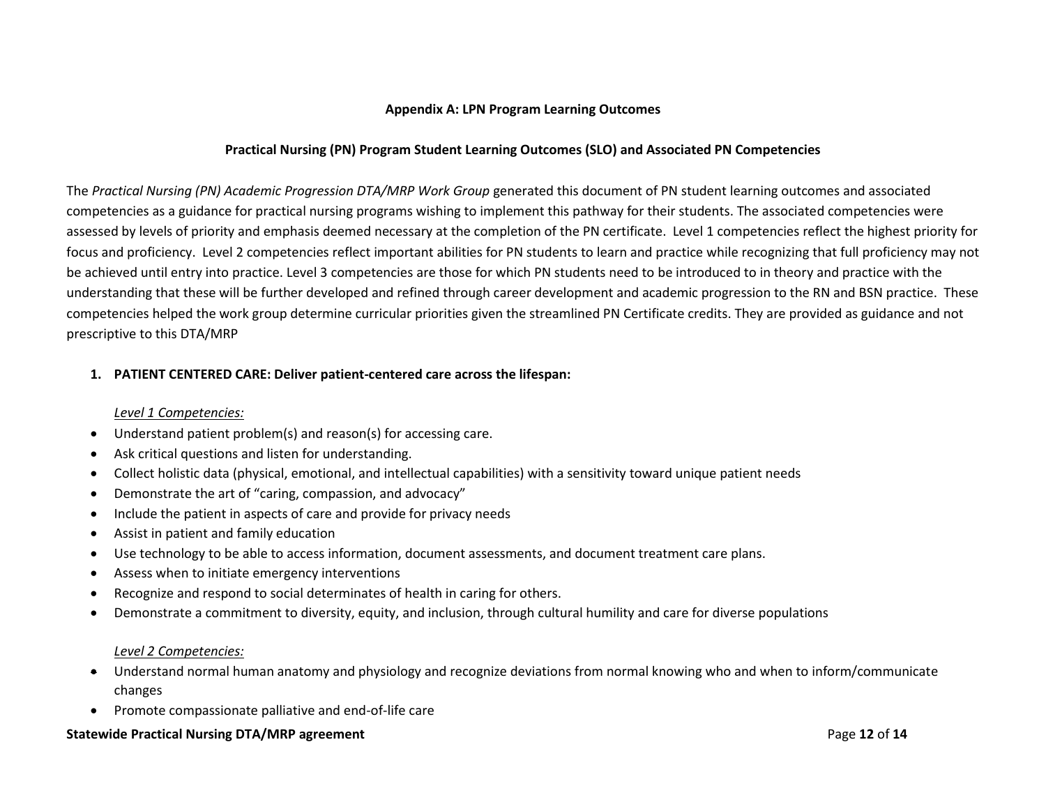**Appendix A: LPN Program Learning Outcomes**

**Practical Nursing (PN) Program Student Learning Outcomes (SLO) and Associated PN Competencies**

The *Practical Nursing (PN) Academic Progression DTA/MRP Work Group* generated this document of PN student learning outcomes and associated competencies as a guidance for practical nursing programs wishing to implement this pathway for their students. The associated competencies were assessed by levels of priority and emphasis deemed necessary at the completion of the PN certificate. Level 1 competencies reflect the highest priority for focus and proficiency. Level 2 competencies reflect important abilities for PN students to learn and practice while recognizing that full proficiency may not be achieved until entry into practice. Level 3 competencies are those for which PN students need to be introduced to in theory and practice with the understanding that these will be further developed and refined through career development and academic progression to the RN and BSN practice. These competencies helped the work group determine curricular priorities given the streamlined PN Certificate credits. They are provided as guidance and not prescriptive to this DTA/MRP

1. **PATIENT CENTERED CARE: Deliver patient-centered care across the lifespan:**

   *Level 1 Competencies:*

- Understand patient problem(s) and reason(s) for accessing care.
- Ask critical questions and listen for understanding.
- Collect holistic data (physical, emotional, and intellectual capabilities) with a sensitivity toward unique patient needs
- Demonstrate the art of "caring, compassion, and advocacy"
- Include the patient in aspects of care and provide for privacy needs
- Assist in patient and family education
- Use technology to be able to access information, document assessments, and document treatment care plans.
- Assess when to initiate emergency interventions
- Recognize and respond to social determinates of health in caring for others.
- Demonstrate a commitment to diversity, equity, and inclusion, through cultural humility and care for diverse populations

   *Level 2 Competencies:*

- Understand normal human anatomy and physiology and recognize deviations from normal knowing who and when to inform/communicate changes
- Promote compassionate palliative and end-of-life care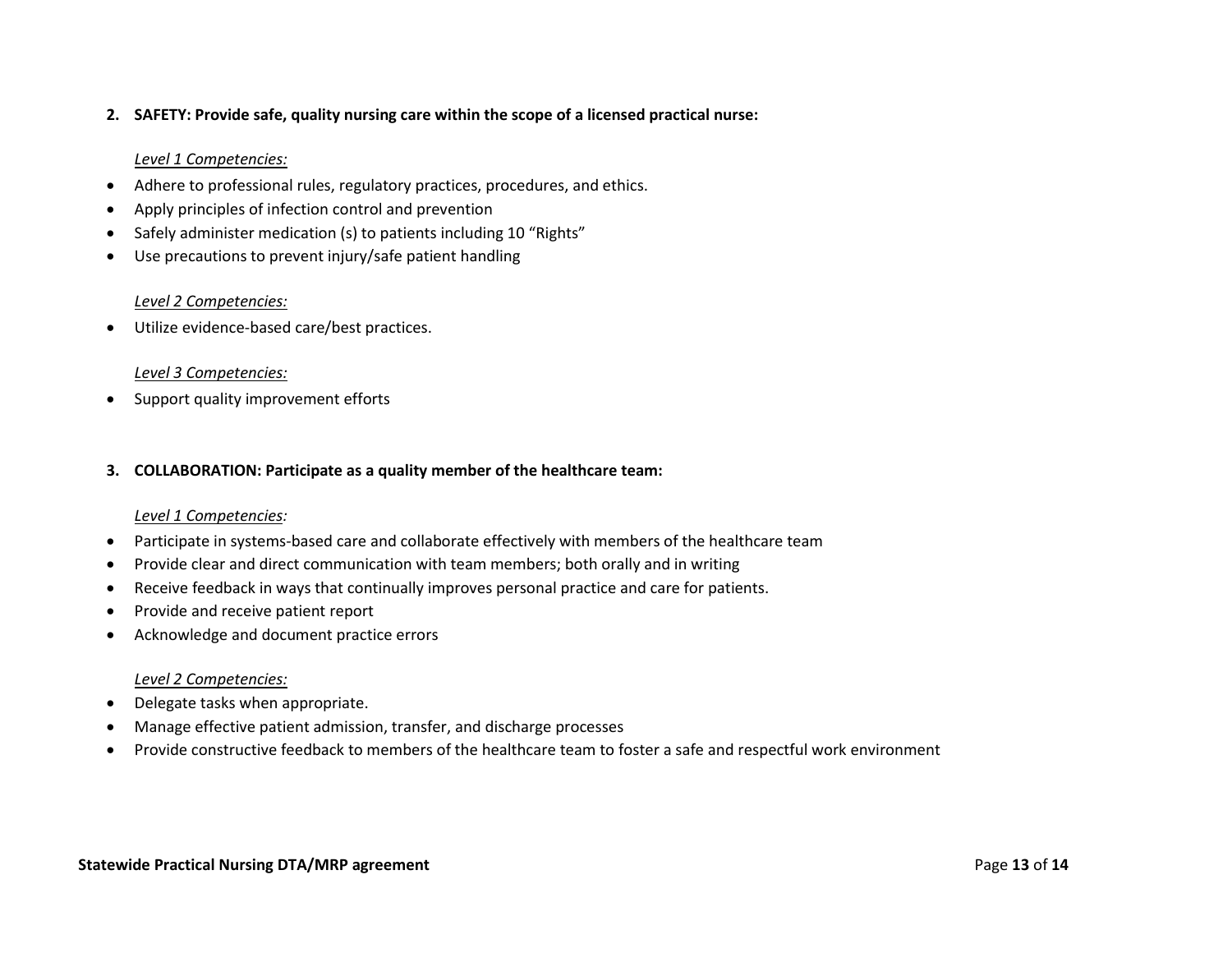**2. SAFETY: Provide safe, quality nursing care within the scope of a licensed practical nurse:**

*Level 1 Competencies:*

- Adhere to professional rules, regulatory practices, procedures, and ethics.
- Apply principles of infection control and prevention
- Safely administer medication (s) to patients including 10 "Rights"
- Use precautions to prevent injury/safe patient handling

*Level 2 Competencies:*

- Utilize evidence-based care/best practices.

*Level 3 Competencies:*

- Support quality improvement efforts

**3. COLLABORATION: Participate as a quality member of the healthcare team:**

*Level 1 Competencies:*

- Participate in systems-based care and collaborate effectively with members of the healthcare team
- Provide clear and direct communication with team members; both orally and in writing
- Receive feedback in ways that continually improves personal practice and care for patients.
- Provide and receive patient report
- Acknowledge and document practice errors

*Level 2 Competencies:*

- Delegate tasks when appropriate.
- Manage effective patient admission, transfer, and discharge processes
- Provide constructive feedback to members of the healthcare team to foster a safe and respectful work environment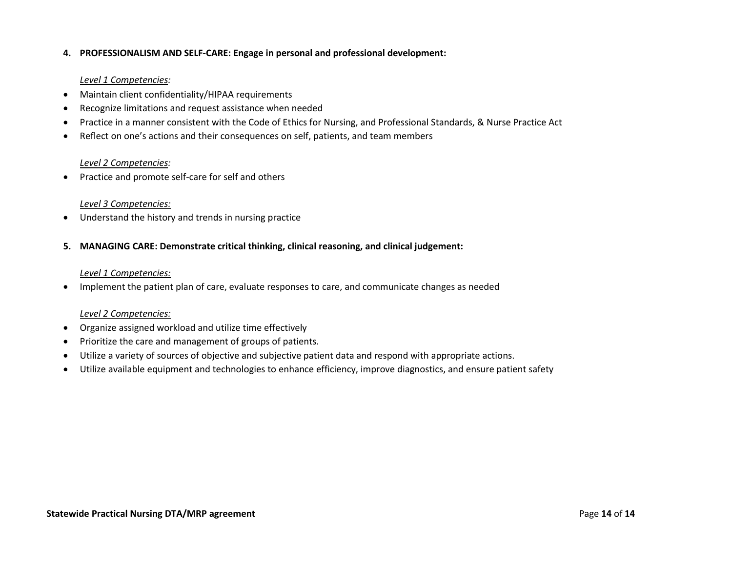4. **PROFESSIONALISM AND SELF-CARE: Engage in personal and professional development:**

*Level 1 Competencies:*

- Maintain client confidentiality/HIPAA requirements
- Recognize limitations and request assistance when needed
- Practice in a manner consistent with the Code of Ethics for Nursing, and Professional Standards, & Nurse Practice Act
- Reflect on one's actions and their consequences on self, patients, and team members

*Level 2 Competencies:*

- Practice and promote self-care for self and others

*Level 3 Competencies:*

- Understand the history and trends in nursing practice

5. **MANAGING CARE: Demonstrate critical thinking, clinical reasoning, and clinical judgement:**

*Level 1 Competencies:*

- Implement the patient plan of care, evaluate responses to care, and communicate changes as needed

*Level 2 Competencies:*

- Organize assigned workload and utilize time effectively
- Prioritize the care and management of groups of patients.
- Utilize a variety of sources of objective and subjective patient data and respond with appropriate actions.
- Utilize available equipment and technologies to enhance efficiency, improve diagnostics, and ensure patient safety